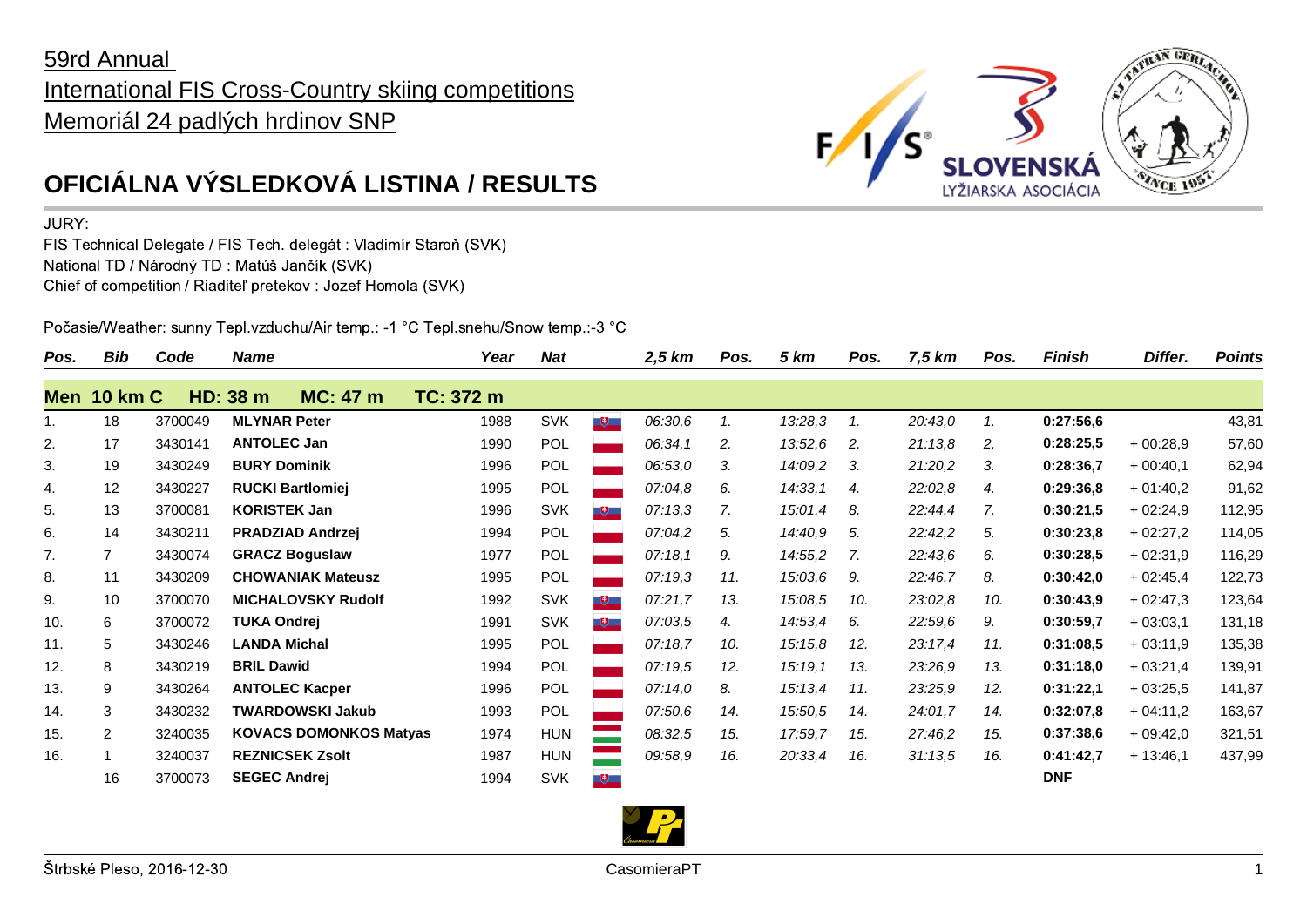59rd Annual
International FIS Cross-Country skiing competitions
Memoriál 24 padlých hrdinov SNP

# OFICIÁLNA VÝSLEDKOVÁ LISTINA / RESULTS

JURY:
FIS Technical Delegate / FIS Tech. delegát : Vladimír Staroň (SVK)
National TD / Národný TD : Matúš Jančík (SVK)
Chief of competition / Riaditeľ pretekov : Jozef Homola (SVK)

Počasie/Weather: sunny Tepl.vzduchu/Air temp.: -1 °C Tepl.snehu/Snow temp.:-3 °C

| Pos. | Bib | Code | Name | Year | Nat | 2,5 km | Pos. | 5 km | Pos. | 7,5 km | Pos. | Finish | Differ. | Points |
|---|---|---|---|---|---|---|---|---|---|---|---|---|---|---|
| **Men 10 km C** | | **HD: 38 m** | **MC: 47 m** | **TC: 372 m** | | | | | | | | | | |
| 1. | 18 | 3700049 | **MLYNAR Peter** | 1988 | SVK | *06:30,6* | *1.* | *13:28,3* | *1.* | *20:43,0* | *1.* | **0:27:56,6** | | 43,81 |
| 2. | 17 | 3430141 | **ANTOLEC Jan** | 1990 | POL | *06:34,1* | *2.* | *13:52,6* | *2.* | *21:13,8* | *2.* | **0:28:25,5** | + 00:28,9 | 57,60 |
| 3. | 19 | 3430249 | **BURY Dominik** | 1996 | POL | *06:53,0* | *3.* | *14:09,2* | *3.* | *21:20,2* | *3.* | **0:28:36,7** | + 00:40,1 | 62,94 |
| 4. | 12 | 3430227 | **RUCKI Bartlomiej** | 1995 | POL | *07:04,8* | *6.* | *14:33,1* | *4.* | *22:02,8* | *4.* | **0:29:36,8** | + 01:40,2 | 91,62 |
| 5. | 13 | 3700081 | **KORISTEK Jan** | 1996 | SVK | *07:13,3* | *7.* | *15:01,4* | *8.* | *22:44,4* | *7.* | **0:30:21,5** | + 02:24,9 | 112,95 |
| 6. | 14 | 3430211 | **PRADZIAD Andrzej** | 1994 | POL | *07:04,2* | *5.* | *14:40,9* | *5.* | *22:42,2* | *5.* | **0:30:23,8** | + 02:27,2 | 114,05 |
| 7. | 7 | 3430074 | **GRACZ Boguslaw** | 1977 | POL | *07:18,1* | *9.* | *14:55,2* | *7.* | *22:43,6* | *6.* | **0:30:28,5** | + 02:31,9 | 116,29 |
| 8. | 11 | 3430209 | **CHOWANIAK Mateusz** | 1995 | POL | *07:19,3* | *11.* | *15:03,6* | *9.* | *22:46,7* | *8.* | **0:30:42,0** | + 02:45,4 | 122,73 |
| 9. | 10 | 3700070 | **MICHALOVSKY Rudolf** | 1992 | SVK | *07:21,7* | *13.* | *15:08,5* | *10.* | *23:02,8* | *10.* | **0:30:43,9** | + 02:47,3 | 123,64 |
| 10. | 6 | 3700072 | **TUKA Ondrej** | 1991 | SVK | *07:03,5* | *4.* | *14:53,4* | *6.* | *22:59,6* | *9.* | **0:30:59,7** | + 03:03,1 | 131,18 |
| 11. | 5 | 3430246 | **LANDA Michal** | 1995 | POL | *07:18,7* | *10.* | *15:15,8* | *12.* | *23:17,4* | *11.* | **0:31:08,5** | + 03:11,9 | 135,38 |
| 12. | 8 | 3430219 | **BRIL Dawid** | 1994 | POL | *07:19,5* | *12.* | *15:19,1* | *13.* | *23:26,9* | *13.* | **0:31:18,0** | + 03:21,4 | 139,91 |
| 13. | 9 | 3430264 | **ANTOLEC Kacper** | 1996 | POL | *07:14,0* | *8.* | *15:13,4* | *11.* | *23:25,9* | *12.* | **0:31:22,1** | + 03:25,5 | 141,87 |
| 14. | 3 | 3430232 | **TWARDOWSKI Jakub** | 1993 | POL | *07:50,6* | *14.* | *15:50,5* | *14.* | *24:01,7* | *14.* | **0:32:07,8** | + 04:11,2 | 163,67 |
| 15. | 2 | 3240035 | **KOVACS DOMONKOS Matyas** | 1974 | HUN | *08:32,5* | *15.* | *17:59,7* | *15.* | *27:46,2* | *15.* | **0:37:38,6** | + 09:42,0 | 321,51 |
| 16. | 1 | 3240037 | **REZNICSEK Zsolt** | 1987 | HUN | *09:58,9* | *16.* | *20:33,4* | *16.* | *31:13,5* | *16.* | **0:41:42,7** | + 13:46,1 | 437,99 |
| | 16 | 3700073 | **SEGEC Andrej** | 1994 | SVK | | | | | | | **DNF** | | |

Štrbské Pleso, 2016-12-30 CasomieraPT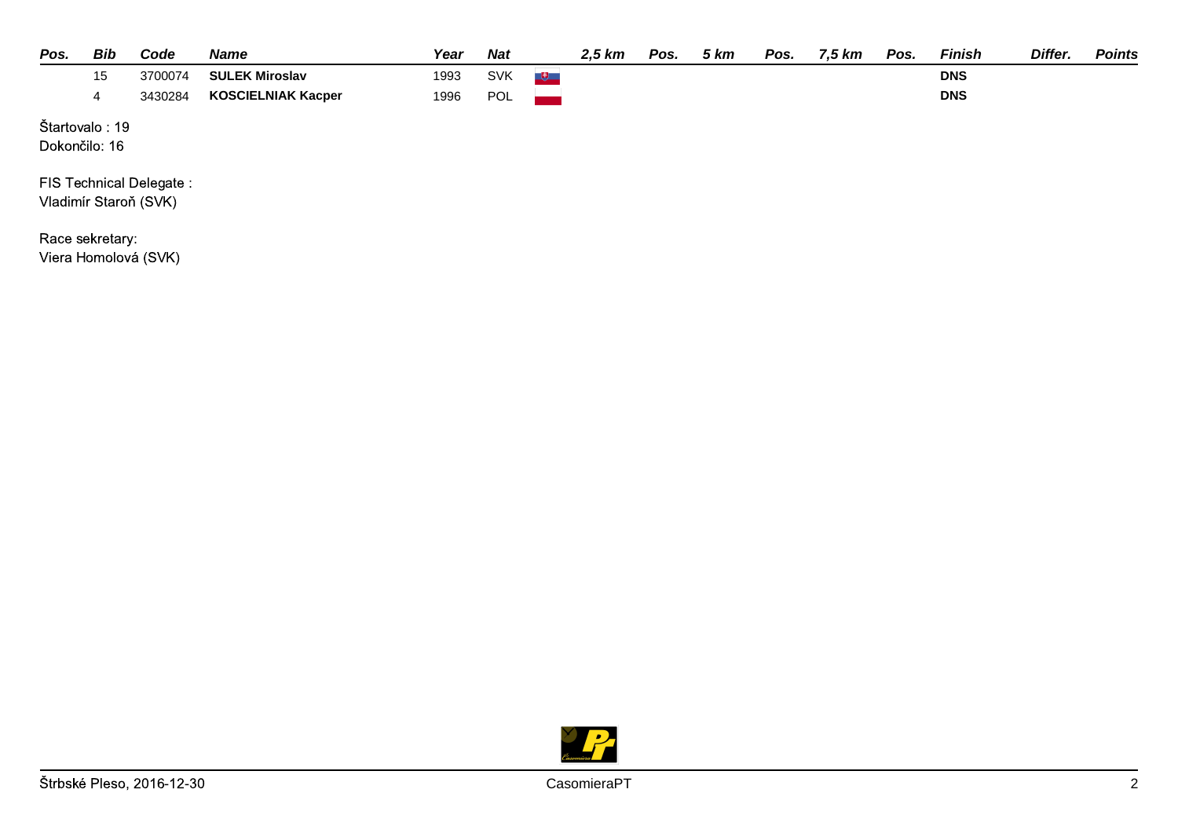| Pos. | Bib | Code | Name | Year | Nat | 2,5 km | Pos. | 5 km | Pos. | 7,5 km | Pos. | Finish | Differ. | Points |
|---|---|---|---|---|---|---|---|---|---|---|---|---|---|---|
| | 15 | 3700074 | **SULEK Miroslav** | 1993 | SVK | | | | | | | **DNS** | | |
| | 4 | 3430284 | **KOSCIELNIAK Kacper** | 1996 | POL | | | | | | | **DNS** | | |

Štartovalo : 19
Dokončilo: 16

FIS Technical Delegate :
Vladimír Staroň (SVK)

Race sekretary:
Viera Homolová (SVK)

Štrbské Pleso, 2016-12-30

CasomieraPT